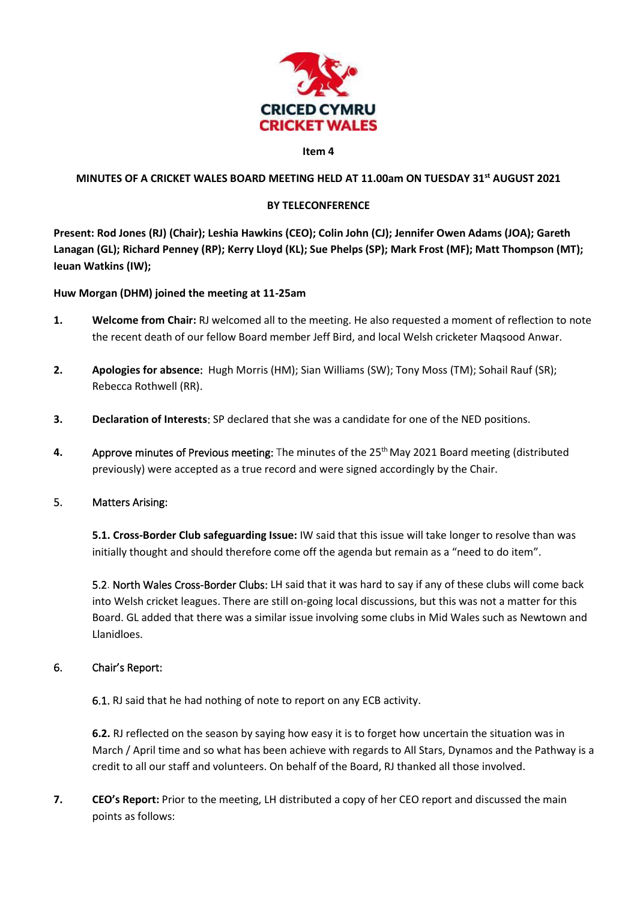CRICED CYMRU
CRICKET WALES

**Item 4**

**MINUTES OF A CRICKET WALES BOARD MEETING HELD AT 11.00am ON TUESDAY 31st AUGUST 2021**

**BY TELECONFERENCE**

**Present: Rod Jones (RJ) (Chair); Leshia Hawkins (CEO); Colin John (CJ); Jennifer Owen Adams (JOA); Gareth Lanagan (GL); Richard Penney (RP); Kerry Lloyd (KL); Sue Phelps (SP); Mark Frost (MF); Matt Thompson (MT); Ieuan Watkins (IW);**

**Huw Morgan (DHM) joined the meeting at 11-25am**

1. **Welcome from Chair:** RJ welcomed all to the meeting. He also requested a moment of reflection to note the recent death of our fellow Board member Jeff Bird, and local Welsh cricketer Maqsood Anwar.

2. **Apologies for absence**: Hugh Morris (HM); Sian Williams (SW); Tony Moss (TM); Sohail Rauf (SR); Rebecca Rothwell (RR).

3. **Declaration of Interests**: SP declared that she was a candidate for one of the NED positions.

4. Approve minutes of Previous meeting: The minutes of the 25th May 2021 Board meeting (distributed previously) were accepted as a true record and were signed accordingly by the Chair.

5. Matters Arising:

   **5.1. Cross-Border Club safeguarding Issue:** IW said that this issue will take longer to resolve than was initially thought and should therefore come off the agenda but remain as a "need to do item".

   5.2. North Wales Cross-Border Clubs: LH said that it was hard to say if any of these clubs will come back into Welsh cricket leagues. There are still on-going local discussions, but this was not a matter for this Board. GL added that there was a similar issue involving some clubs in Mid Wales such as Newtown and Llanidloes.

6. Chair's Report:

   6.1. RJ said that he had nothing of note to report on any ECB activity.

   **6.2.** RJ reflected on the season by saying how easy it is to forget how uncertain the situation was in March / April time and so what has been achieve with regards to All Stars, Dynamos and the Pathway is a credit to all our staff and volunteers. On behalf of the Board, RJ thanked all those involved.

7. **CEO's Report:** Prior to the meeting, LH distributed a copy of her CEO report and discussed the main points as follows: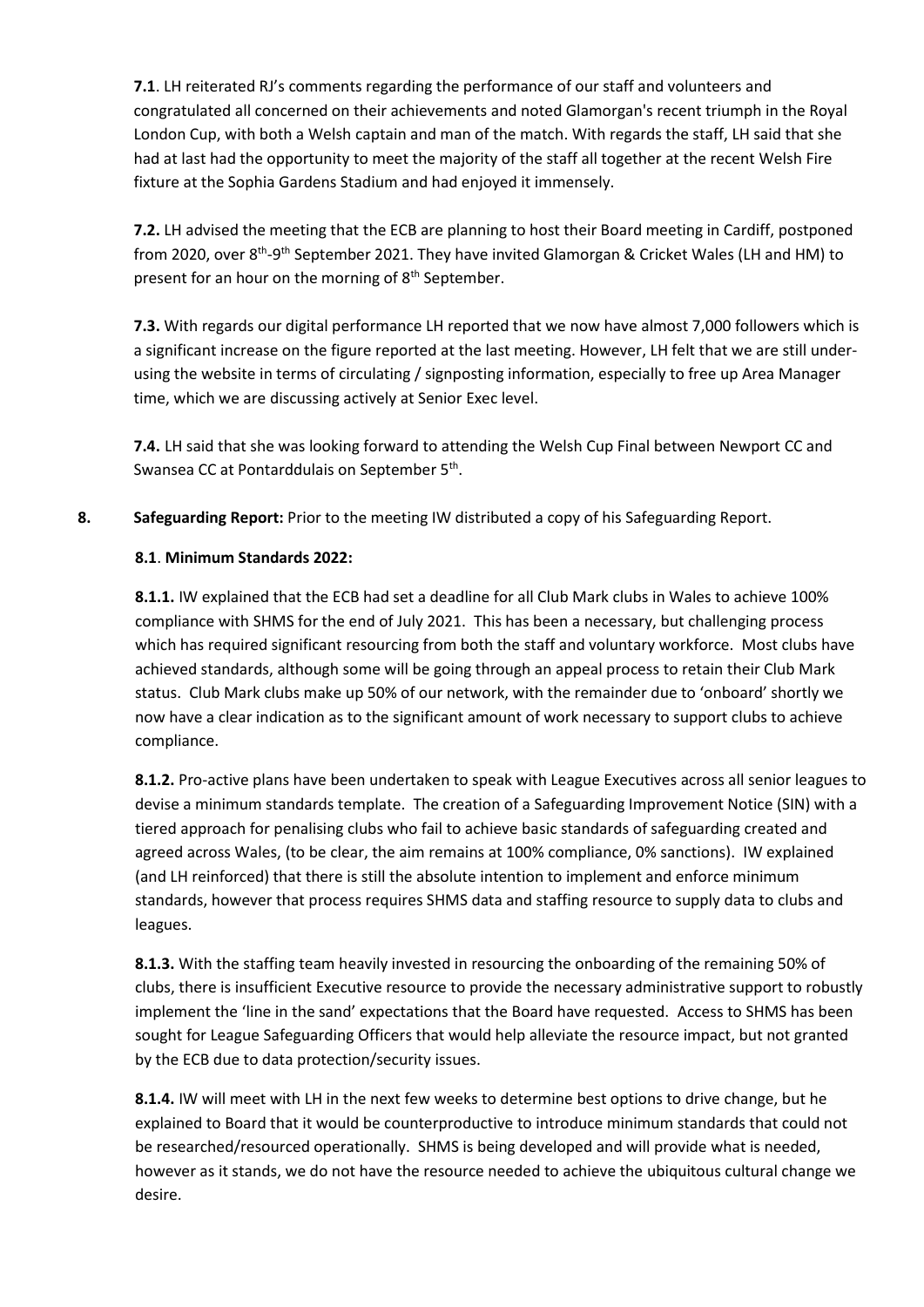**7.1**. LH reiterated RJ's comments regarding the performance of our staff and volunteers and congratulated all concerned on their achievements and noted Glamorgan's recent triumph in the Royal London Cup, with both a Welsh captain and man of the match. With regards the staff, LH said that she had at last had the opportunity to meet the majority of the staff all together at the recent Welsh Fire fixture at the Sophia Gardens Stadium and had enjoyed it immensely.

**7.2.** LH advised the meeting that the ECB are planning to host their Board meeting in Cardiff, postponed from 2020, over 8th-9th September 2021. They have invited Glamorgan & Cricket Wales (LH and HM) to present for an hour on the morning of 8th September.

**7.3.** With regards our digital performance LH reported that we now have almost 7,000 followers which is a significant increase on the figure reported at the last meeting. However, LH felt that we are still under-using the website in terms of circulating / signposting information, especially to free up Area Manager time, which we are discussing actively at Senior Exec level.

**7.4.** LH said that she was looking forward to attending the Welsh Cup Final between Newport CC and Swansea CC at Pontarddulais on September 5th.

**8. Safeguarding Report:** Prior to the meeting IW distributed a copy of his Safeguarding Report.

**8.1**. **Minimum Standards 2022:**

**8.1.1.** IW explained that the ECB had set a deadline for all Club Mark clubs in Wales to achieve 100% compliance with SHMS for the end of July 2021. This has been a necessary, but challenging process which has required significant resourcing from both the staff and voluntary workforce. Most clubs have achieved standards, although some will be going through an appeal process to retain their Club Mark status. Club Mark clubs make up 50% of our network, with the remainder due to 'onboard' shortly we now have a clear indication as to the significant amount of work necessary to support clubs to achieve compliance.

**8.1.2.** Pro-active plans have been undertaken to speak with League Executives across all senior leagues to devise a minimum standards template. The creation of a Safeguarding Improvement Notice (SIN) with a tiered approach for penalising clubs who fail to achieve basic standards of safeguarding created and agreed across Wales, (to be clear, the aim remains at 100% compliance, 0% sanctions). IW explained (and LH reinforced) that there is still the absolute intention to implement and enforce minimum standards, however that process requires SHMS data and staffing resource to supply data to clubs and leagues.

**8.1.3.** With the staffing team heavily invested in resourcing the onboarding of the remaining 50% of clubs, there is insufficient Executive resource to provide the necessary administrative support to robustly implement the 'line in the sand' expectations that the Board have requested. Access to SHMS has been sought for League Safeguarding Officers that would help alleviate the resource impact, but not granted by the ECB due to data protection/security issues.

**8.1.4.** IW will meet with LH in the next few weeks to determine best options to drive change, but he explained to Board that it would be counterproductive to introduce minimum standards that could not be researched/resourced operationally. SHMS is being developed and will provide what is needed, however as it stands, we do not have the resource needed to achieve the ubiquitous cultural change we desire.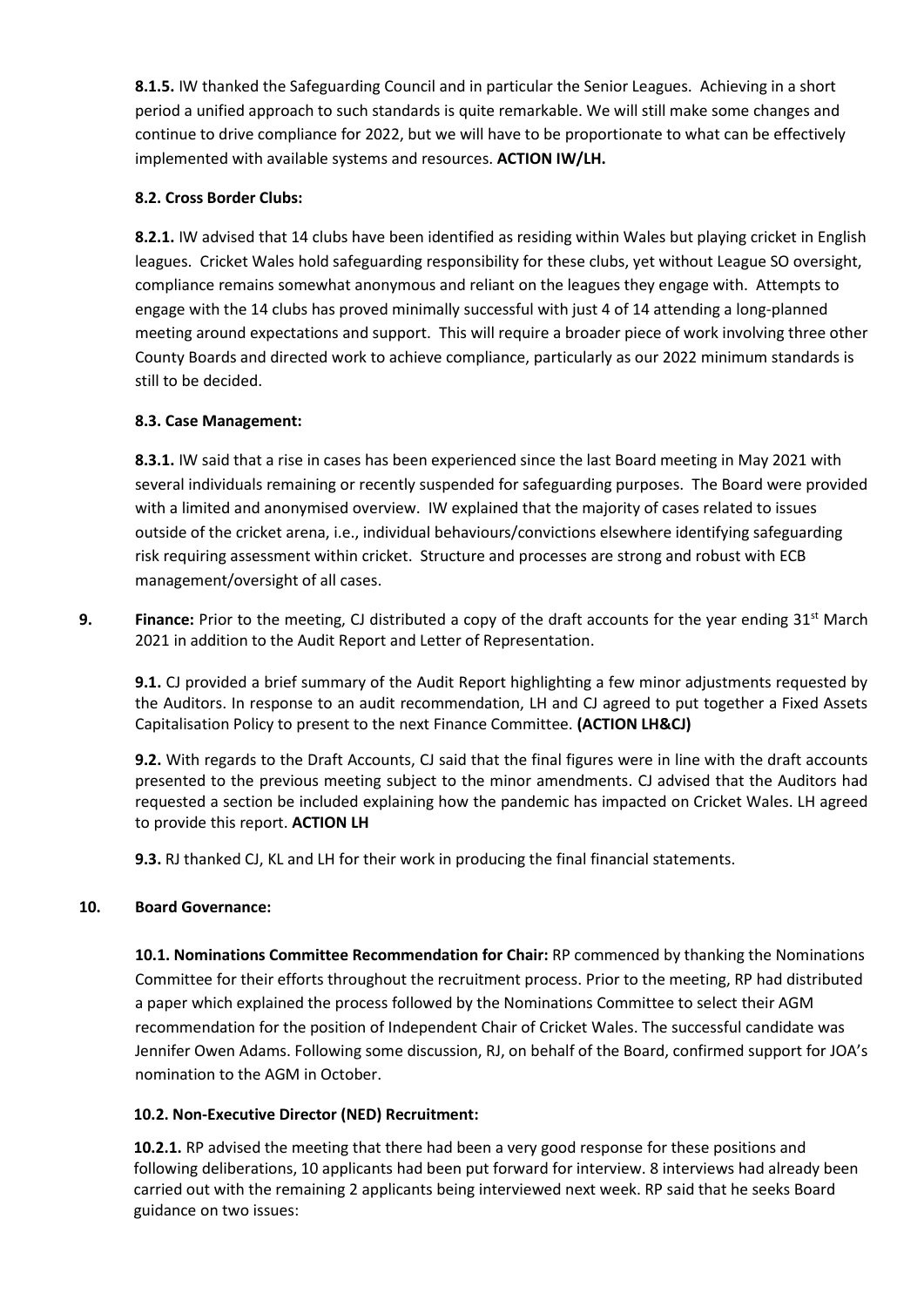**8.1.5.** IW thanked the Safeguarding Council and in particular the Senior Leagues. Achieving in a short period a unified approach to such standards is quite remarkable. We will still make some changes and continue to drive compliance for 2022, but we will have to be proportionate to what can be effectively implemented with available systems and resources. **ACTION IW/LH.**

**8.2. Cross Border Clubs:**

**8.2.1.** IW advised that 14 clubs have been identified as residing within Wales but playing cricket in English leagues. Cricket Wales hold safeguarding responsibility for these clubs, yet without League SO oversight, compliance remains somewhat anonymous and reliant on the leagues they engage with. Attempts to engage with the 14 clubs has proved minimally successful with just 4 of 14 attending a long-planned meeting around expectations and support. This will require a broader piece of work involving three other County Boards and directed work to achieve compliance, particularly as our 2022 minimum standards is still to be decided.

**8.3. Case Management:**

**8.3.1.** IW said that a rise in cases has been experienced since the last Board meeting in May 2021 with several individuals remaining or recently suspended for safeguarding purposes. The Board were provided with a limited and anonymised overview. IW explained that the majority of cases related to issues outside of the cricket arena, i.e., individual behaviours/convictions elsewhere identifying safeguarding risk requiring assessment within cricket. Structure and processes are strong and robust with ECB management/oversight of all cases.

**9. Finance:** Prior to the meeting, CJ distributed a copy of the draft accounts for the year ending 31st March 2021 in addition to the Audit Report and Letter of Representation.

**9.1.** CJ provided a brief summary of the Audit Report highlighting a few minor adjustments requested by the Auditors. In response to an audit recommendation, LH and CJ agreed to put together a Fixed Assets Capitalisation Policy to present to the next Finance Committee. **(ACTION LH&CJ)**

**9.2.** With regards to the Draft Accounts, CJ said that the final figures were in line with the draft accounts presented to the previous meeting subject to the minor amendments. CJ advised that the Auditors had requested a section be included explaining how the pandemic has impacted on Cricket Wales. LH agreed to provide this report. **ACTION LH**

**9.3.** RJ thanked CJ, KL and LH for their work in producing the final financial statements.

**10. Board Governance:**

**10.1. Nominations Committee Recommendation for Chair:** RP commenced by thanking the Nominations Committee for their efforts throughout the recruitment process. Prior to the meeting, RP had distributed a paper which explained the process followed by the Nominations Committee to select their AGM recommendation for the position of Independent Chair of Cricket Wales. The successful candidate was Jennifer Owen Adams. Following some discussion, RJ, on behalf of the Board, confirmed support for JOA's nomination to the AGM in October.

**10.2. Non-Executive Director (NED) Recruitment:**

**10.2.1.** RP advised the meeting that there had been a very good response for these positions and following deliberations, 10 applicants had been put forward for interview. 8 interviews had already been carried out with the remaining 2 applicants being interviewed next week. RP said that he seeks Board guidance on two issues: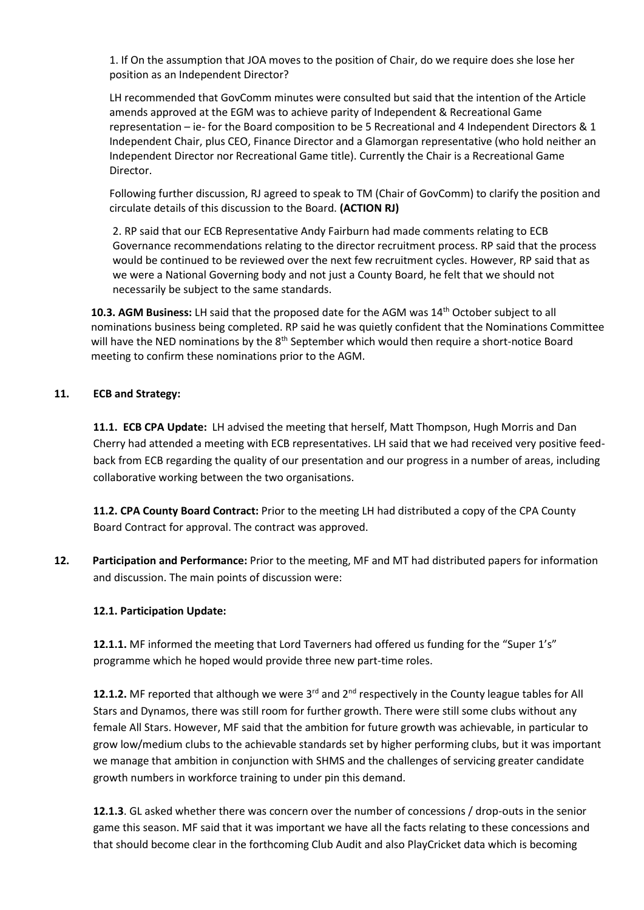1. If On the assumption that JOA moves to the position of Chair, do we require does she lose her position as an Independent Director?

LH recommended that GovComm minutes were consulted but said that the intention of the Article amends approved at the EGM was to achieve parity of Independent & Recreational Game representation – ie- for the Board composition to be 5 Recreational and 4 Independent Directors & 1 Independent Chair, plus CEO, Finance Director and a Glamorgan representative (who hold neither an Independent Director nor Recreational Game title). Currently the Chair is a Recreational Game Director.

Following further discussion, RJ agreed to speak to TM (Chair of GovComm) to clarify the position and circulate details of this discussion to the Board. **(ACTION RJ)**

2. RP said that our ECB Representative Andy Fairburn had made comments relating to ECB Governance recommendations relating to the director recruitment process. RP said that the process would be continued to be reviewed over the next few recruitment cycles. However, RP said that as we were a National Governing body and not just a County Board, he felt that we should not necessarily be subject to the same standards.

**10.3. AGM Business:** LH said that the proposed date for the AGM was 14th October subject to all nominations business being completed. RP said he was quietly confident that the Nominations Committee will have the NED nominations by the 8th September which would then require a short-notice Board meeting to confirm these nominations prior to the AGM.

**11. ECB and Strategy:**

**11.1. ECB CPA Update:** LH advised the meeting that herself, Matt Thompson, Hugh Morris and Dan Cherry had attended a meeting with ECB representatives. LH said that we had received very positive feed-back from ECB regarding the quality of our presentation and our progress in a number of areas, including collaborative working between the two organisations.

**11.2. CPA County Board Contract:** Prior to the meeting LH had distributed a copy of the CPA County Board Contract for approval. The contract was approved.

**12. Participation and Performance:** Prior to the meeting, MF and MT had distributed papers for information and discussion. The main points of discussion were:

**12.1. Participation Update:**

**12.1.1.** MF informed the meeting that Lord Taverners had offered us funding for the "Super 1's" programme which he hoped would provide three new part-time roles.

**12.1.2.** MF reported that although we were 3rd and 2nd respectively in the County league tables for All Stars and Dynamos, there was still room for further growth. There were still some clubs without any female All Stars. However, MF said that the ambition for future growth was achievable, in particular to grow low/medium clubs to the achievable standards set by higher performing clubs, but it was important we manage that ambition in conjunction with SHMS and the challenges of servicing greater candidate growth numbers in workforce training to under pin this demand.

**12.1.3**. GL asked whether there was concern over the number of concessions / drop-outs in the senior game this season. MF said that it was important we have all the facts relating to these concessions and that should become clear in the forthcoming Club Audit and also PlayCricket data which is becoming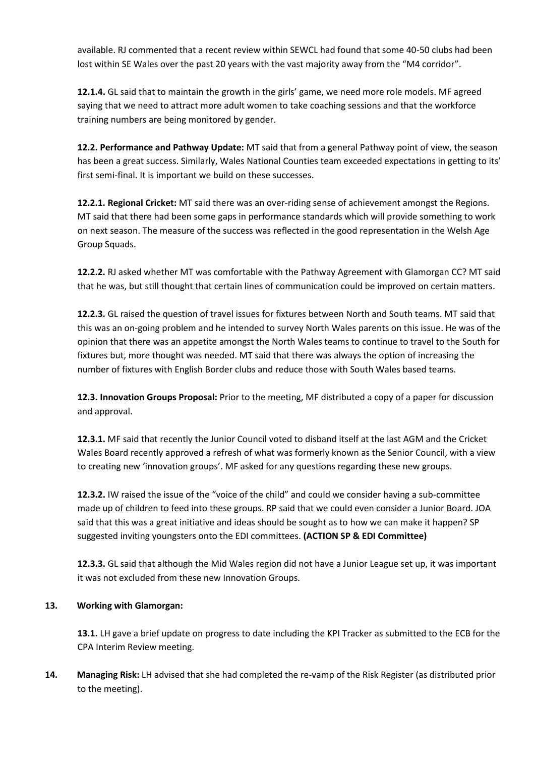available. RJ commented that a recent review within SEWCL had found that some 40-50 clubs had been lost within SE Wales over the past 20 years with the vast majority away from the "M4 corridor".

**12.1.4.** GL said that to maintain the growth in the girls' game, we need more role models. MF agreed saying that we need to attract more adult women to take coaching sessions and that the workforce training numbers are being monitored by gender.

**12.2. Performance and Pathway Update:** MT said that from a general Pathway point of view, the season has been a great success. Similarly, Wales National Counties team exceeded expectations in getting to its' first semi-final. It is important we build on these successes.

**12.2.1. Regional Cricket:** MT said there was an over-riding sense of achievement amongst the Regions. MT said that there had been some gaps in performance standards which will provide something to work on next season. The measure of the success was reflected in the good representation in the Welsh Age Group Squads.

**12.2.2.** RJ asked whether MT was comfortable with the Pathway Agreement with Glamorgan CC? MT said that he was, but still thought that certain lines of communication could be improved on certain matters.

**12.2.3.** GL raised the question of travel issues for fixtures between North and South teams. MT said that this was an on-going problem and he intended to survey North Wales parents on this issue. He was of the opinion that there was an appetite amongst the North Wales teams to continue to travel to the South for fixtures but, more thought was needed. MT said that there was always the option of increasing the number of fixtures with English Border clubs and reduce those with South Wales based teams.

**12.3. Innovation Groups Proposal:** Prior to the meeting, MF distributed a copy of a paper for discussion and approval.

**12.3.1.** MF said that recently the Junior Council voted to disband itself at the last AGM and the Cricket Wales Board recently approved a refresh of what was formerly known as the Senior Council, with a view to creating new 'innovation groups'. MF asked for any questions regarding these new groups.

**12.3.2.** IW raised the issue of the "voice of the child" and could we consider having a sub-committee made up of children to feed into these groups. RP said that we could even consider a Junior Board. JOA said that this was a great initiative and ideas should be sought as to how we can make it happen? SP suggested inviting youngsters onto the EDI committees. **(ACTION SP & EDI Committee)**

**12.3.3.** GL said that although the Mid Wales region did not have a Junior League set up, it was important it was not excluded from these new Innovation Groups.

**13. Working with Glamorgan:**

**13.1.** LH gave a brief update on progress to date including the KPI Tracker as submitted to the ECB for the CPA Interim Review meeting.

**14. Managing Risk:** LH advised that she had completed the re-vamp of the Risk Register (as distributed prior to the meeting).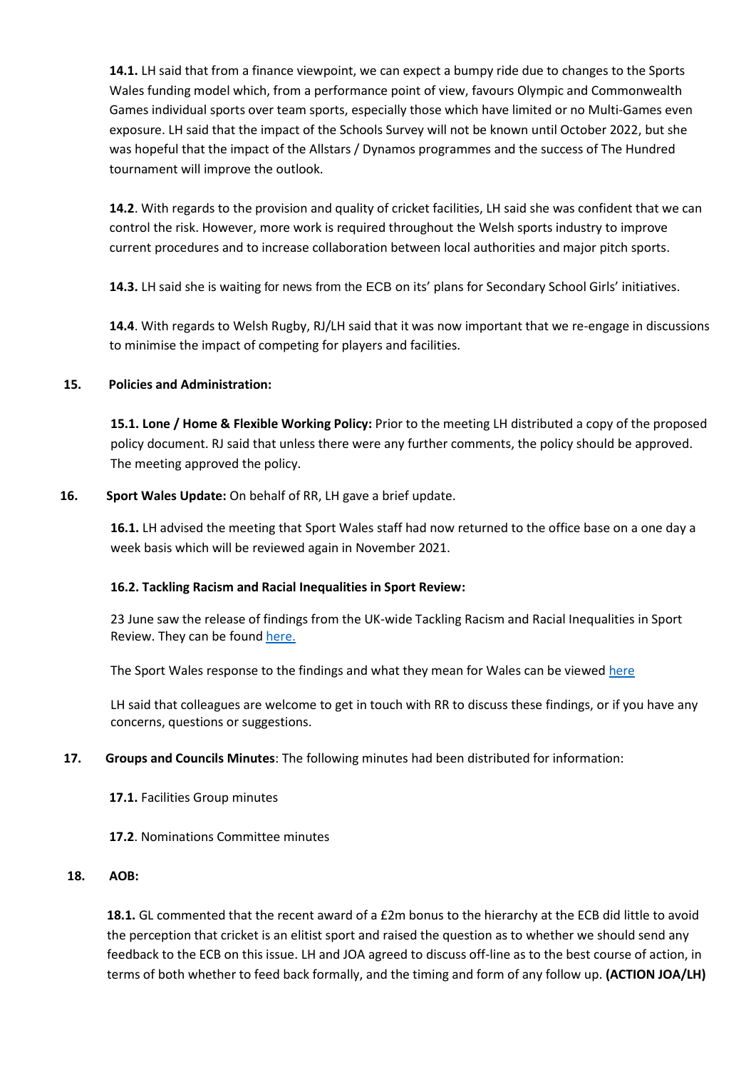**14.1.** LH said that from a finance viewpoint, we can expect a bumpy ride due to changes to the Sports Wales funding model which, from a performance point of view, favours Olympic and Commonwealth Games individual sports over team sports, especially those which have limited or no Multi-Games even exposure. LH said that the impact of the Schools Survey will not be known until October 2022, but she was hopeful that the impact of the Allstars / Dynamos programmes and the success of The Hundred tournament will improve the outlook.

**14.2**. With regards to the provision and quality of cricket facilities, LH said she was confident that we can control the risk. However, more work is required throughout the Welsh sports industry to improve current procedures and to increase collaboration between local authorities and major pitch sports.

**14.3.** LH said she is waiting for news from the ECB on its' plans for Secondary School Girls' initiatives.

**14.4**. With regards to Welsh Rugby, RJ/LH said that it was now important that we re-engage in discussions to minimise the impact of competing for players and facilities.

**15. Policies and Administration:**

**15.1. Lone / Home & Flexible Working Policy:** Prior to the meeting LH distributed a copy of the proposed policy document. RJ said that unless there were any further comments, the policy should be approved. The meeting approved the policy.

**16. Sport Wales Update:** On behalf of RR, LH gave a brief update.

**16.1.** LH advised the meeting that Sport Wales staff had now returned to the office base on a one day a week basis which will be reviewed again in November 2021.

**16.2. Tackling Racism and Racial Inequalities in Sport Review:**

23 June saw the release of findings from the UK-wide Tackling Racism and Racial Inequalities in Sport Review. They can be found here.

The Sport Wales response to the findings and what they mean for Wales can be viewed here

LH said that colleagues are welcome to get in touch with RR to discuss these findings, or if you have any concerns, questions or suggestions.

**17. Groups and Councils Minutes**: The following minutes had been distributed for information:

**17.1.** Facilities Group minutes

**17.2**. Nominations Committee minutes

**18. AOB:**

**18.1.** GL commented that the recent award of a £2m bonus to the hierarchy at the ECB did little to avoid the perception that cricket is an elitist sport and raised the question as to whether we should send any feedback to the ECB on this issue. LH and JOA agreed to discuss off-line as to the best course of action, in terms of both whether to feed back formally, and the timing and form of any follow up. **(ACTION JOA/LH)**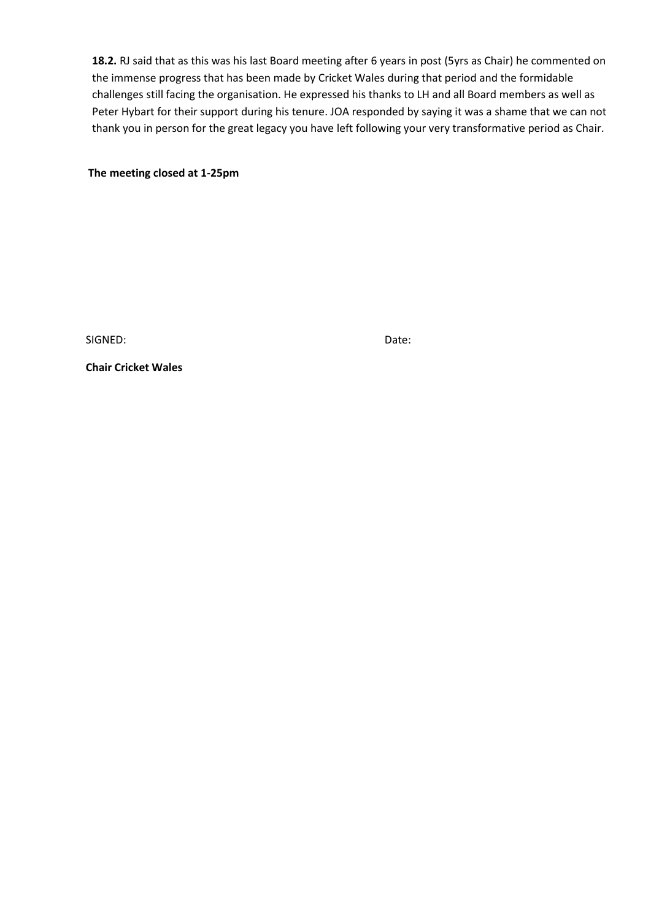**18.2.** RJ said that as this was his last Board meeting after 6 years in post (5yrs as Chair) he commented on the immense progress that has been made by Cricket Wales during that period and the formidable challenges still facing the organisation. He expressed his thanks to LH and all Board members as well as Peter Hybart for their support during his tenure. JOA responded by saying it was a shame that we can not thank you in person for the great legacy you have left following your very transformative period as Chair.

**The meeting closed at 1-25pm**

SIGNED: Date:

**Chair Cricket Wales**